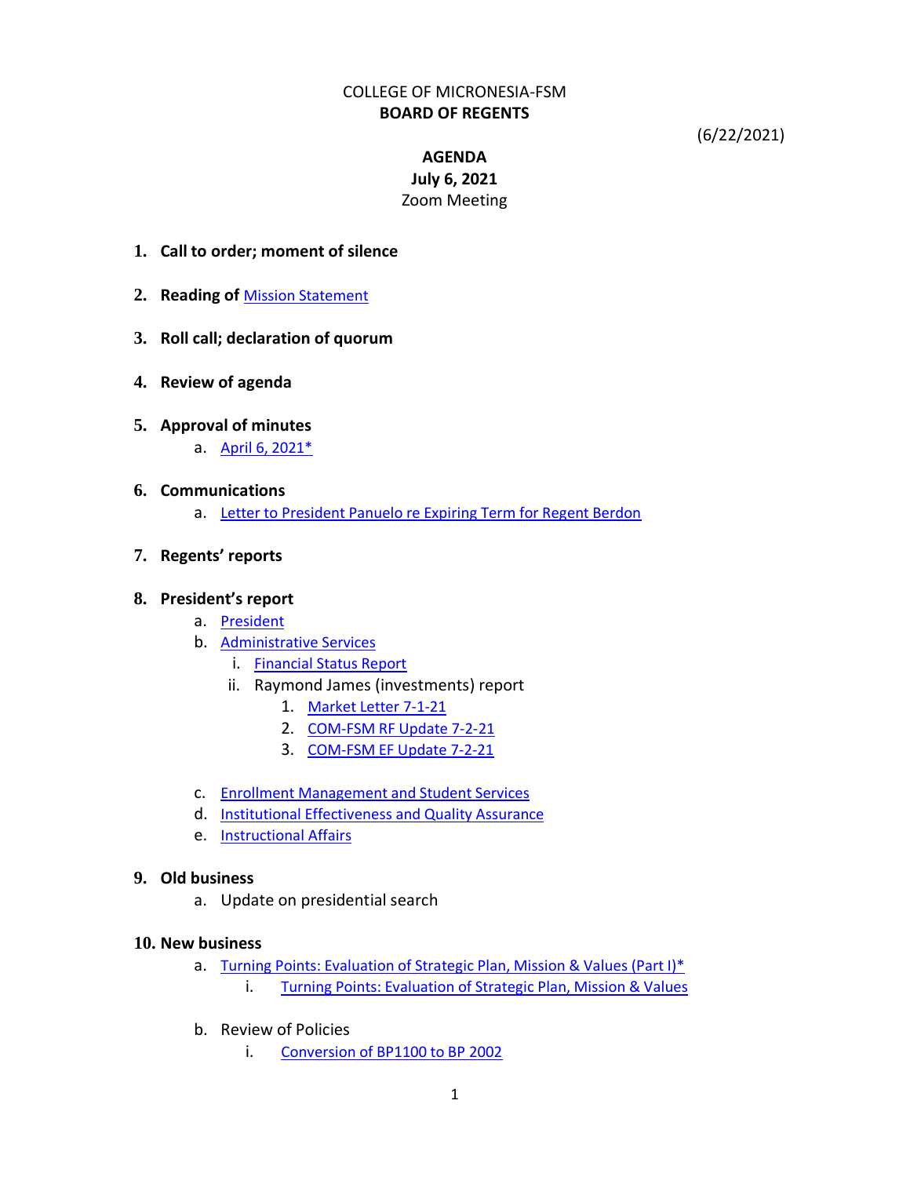COLLEGE OF MICRONESIA-FSM

**BOARD OF REGENTS**

(6/22/2021)

**AGENDA**

**July 6, 2021**

Zoom Meeting

1. **Call to order; moment of silence**

2. **Reading of** Mission Statement

3. **Roll call; declaration of quorum**

4. **Review of agenda**

5. **Approval of minutes**
   a. April 6, 2021*

6. **Communications**
   a. Letter to President Panuelo re Expiring Term for Regent Berdon

7. **Regents' reports**

8. **President's report**
   a. President
   b. Administrative Services
      i. Financial Status Report
      ii. Raymond James (investments) report
         1. Market Letter 7-1-21
         2. COM-FSM RF Update 7-2-21
         3. COM-FSM EF Update 7-2-21
   c. Enrollment Management and Student Services
   d. Institutional Effectiveness and Quality Assurance
   e. Instructional Affairs

9. **Old business**
   a. Update on presidential search

10. **New business**
    a. Turning Points: Evaluation of Strategic Plan, Mission & Values (Part I)*
       i. Turning Points: Evaluation of Strategic Plan, Mission & Values
    b. Review of Policies
       i. Conversion of BP1100 to BP 2002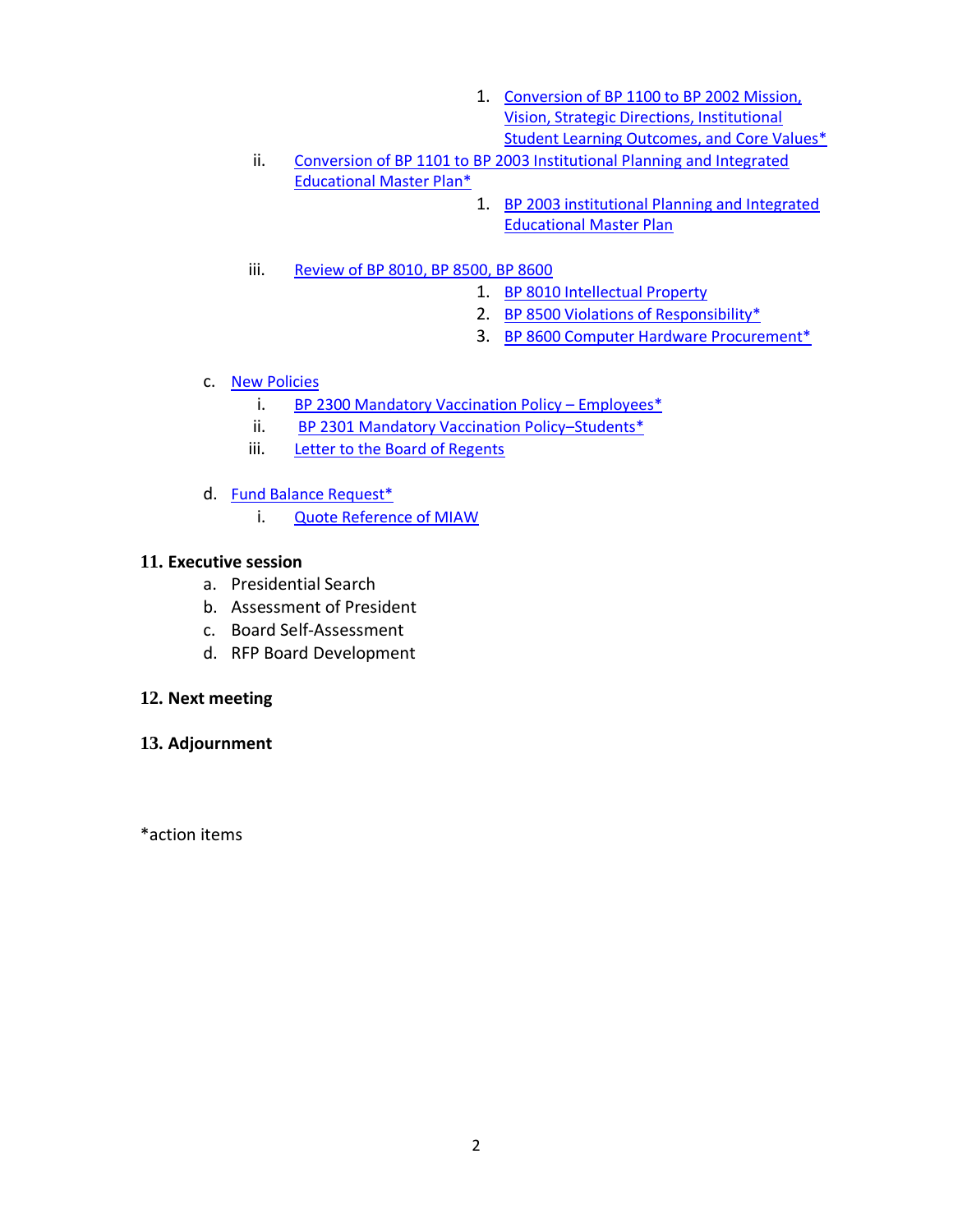1. Conversion of BP 1100 to BP 2002 Mission, Vision, Strategic Directions, Institutional Student Learning Outcomes, and Core Values*

ii. Conversion of BP 1101 to BP 2003 Institutional Planning and Integrated Educational Master Plan*

1. BP 2003 institutional Planning and Integrated Educational Master Plan

iii. Review of BP 8010, BP 8500, BP 8600

1. BP 8010 Intellectual Property
2. BP 8500 Violations of Responsibility*
3. BP 8600 Computer Hardware Procurement*

c. New Policies

i. BP 2300 Mandatory Vaccination Policy – Employees*

ii. BP 2301 Mandatory Vaccination Policy–Students*

iii. Letter to the Board of Regents

d. Fund Balance Request*

i. Quote Reference of MIAW

**11. Executive session**

a. Presidential Search

b. Assessment of President

c. Board Self-Assessment

d. RFP Board Development

**12. Next meeting**

**13. Adjournment**

*action items